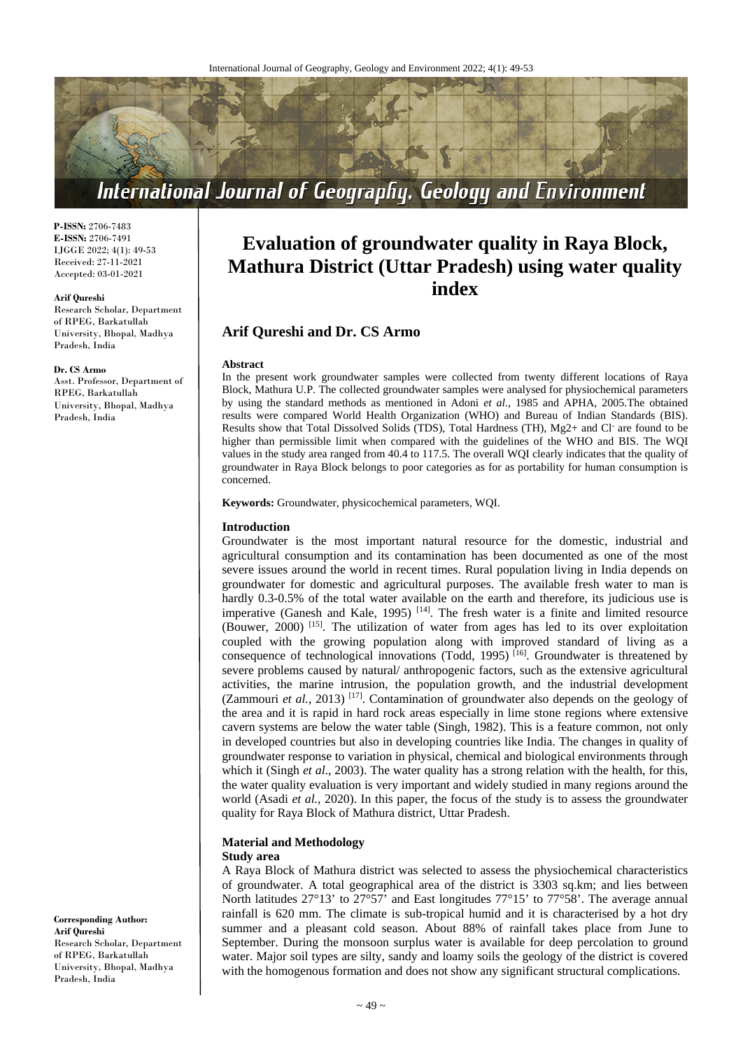**P-ISSN:** 2706-7483
**E-ISSN:** 2706-7491
IJGGE 2022; 4(1): 49-53
Received: 27-11-2021
Accepted: 03-01-2021

**Arif Qureshi**
Research Scholar, Department of RPEG, Barkatullah University, Bhopal, Madhya Pradesh, India

**Dr. CS Armo**
Asst. Professor, Department of RPEG, Barkatullah University, Bhopal, Madhya Pradesh, India

**Corresponding Author:**
**Arif Qureshi**
Research Scholar, Department of RPEG, Barkatullah University, Bhopal, Madhya Pradesh, India

# Evaluation of groundwater quality in Raya Block, Mathura District (Uttar Pradesh) using water quality index

## Arif Qureshi and Dr. CS Armo

### Abstract

In the present work groundwater samples were collected from twenty different locations of Raya Block, Mathura U.P. The collected groundwater samples were analysed for physiochemical parameters by using the standard methods as mentioned in Adoni *et al.*, 1985 and APHA, 2005.The obtained results were compared World Health Organization (WHO) and Bureau of Indian Standards (BIS). Results show that Total Dissolved Solids (TDS), Total Hardness (TH), $Mg^{2+}$ and $Cl^-$ are found to be higher than permissible limit when compared with the guidelines of the WHO and BIS. The WQI values in the study area ranged from 40.4 to 117.5. The overall WQI clearly indicates that the quality of groundwater in Raya Block belongs to poor categories as for as portability for human consumption is concerned.

**Keywords:** Groundwater, physicochemical parameters, WQI.

### Introduction

Groundwater is the most important natural resource for the domestic, industrial and agricultural consumption and its contamination has been documented as one of the most severe issues around the world in recent times. Rural population living in India depends on groundwater for domestic and agricultural purposes. The available fresh water to man is hardly 0.3-0.5% of the total water available on the earth and therefore, its judicious use is imperative (Ganesh and Kale, 1995) [14]. The fresh water is a finite and limited resource (Bouwer, 2000) [15]. The utilization of water from ages has led to its over exploitation coupled with the growing population along with improved standard of living as a consequence of technological innovations (Todd, 1995) [16]. Groundwater is threatened by severe problems caused by natural/ anthropogenic factors, such as the extensive agricultural activities, the marine intrusion, the population growth, and the industrial development (Zammouri *et al.*, 2013) [17]. Contamination of groundwater also depends on the geology of the area and it is rapid in hard rock areas especially in lime stone regions where extensive cavern systems are below the water table (Singh, 1982). This is a feature common, not only in developed countries but also in developing countries like India. The changes in quality of groundwater response to variation in physical, chemical and biological environments through which it (Singh *et al.*, 2003). The water quality has a strong relation with the health, for this, the water quality evaluation is very important and widely studied in many regions around the world (Asadi *et al.*, 2020). In this paper, the focus of the study is to assess the groundwater quality for Raya Block of Mathura district, Uttar Pradesh.

### Material and Methodology

#### Study area

A Raya Block of Mathura district was selected to assess the physiochemical characteristics of groundwater. A total geographical area of the district is 3303 sq.km; and lies between North latitudes 27°13' to 27°57' and East longitudes 77°15' to 77°58'. The average annual rainfall is 620 mm. The climate is sub-tropical humid and it is characterised by a hot dry summer and a pleasant cold season. About 88% of rainfall takes place from June to September. During the monsoon surplus water is available for deep percolation to ground water. Major soil types are silty, sandy and loamy soils the geology of the district is covered with the homogenous formation and does not show any significant structural complications.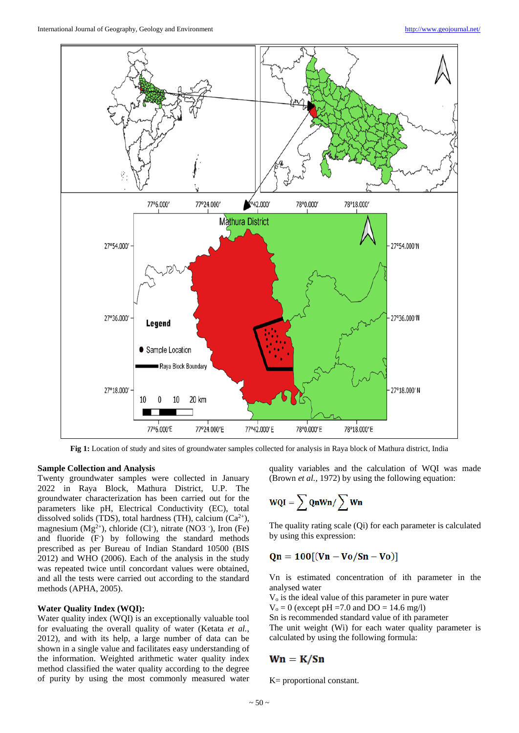Fig 1: Location of study and sites of groundwater samples collected for analysis in Raya block of Mathura district, India

### Sample Collection and Analysis

Twenty groundwater samples were collected in January 2022 in Raya Block, Mathura District, U.P. The groundwater characterization has been carried out for the parameters like pH, Electrical Conductivity (EC), total dissolved solids (TDS), total hardness (TH), calcium ($Ca^{2+}$), magnesium ($Mg^{2+}$), chloride ($Cl^-$), nitrate ($NO3^-$), Iron (Fe) and fluoride ($F^-$) by following the standard methods prescribed as per Bureau of Indian Standard 10500 (BIS 2012) and WHO (2006). Each of the analysis in the study was repeated twice until concordant values were obtained, and all the tests were carried out according to the standard methods (APHA, 2005).

### Water Quality Index (WQI):

Water quality index (WQI) is an exceptionally valuable tool for evaluating the overall quality of water (Ketata *et al.*, 2012), and with its help, a large number of data can be shown in a single value and facilitates easy understanding of the information. Weighted arithmetic water quality index method classified the water quality according to the degree of purity by using the most commonly measured water quality variables and the calculation of WQI was made (Brown *et al.*, 1972) by using the following equation:

$$\mathbf{WQI} = \sum \mathbf{QnWn} / \sum \mathbf{Wn}$$

The quality rating scale (Qi) for each parameter is calculated by using this expression:

$$\mathbf{Qn = 100[(Vn - Vo/Sn - Vo)]}$$

Vn is estimated concentration of ith parameter in the analysed water

$V_o$ is the ideal value of this parameter in pure water

$V_o = 0$ (except pH =7.0 and DO = 14.6 mg/l)

Sn is recommended standard value of ith parameter

The unit weight (Wi) for each water quality parameter is calculated by using the following formula:

$$\mathbf{Wn = K/Sn}$$

K= proportional constant.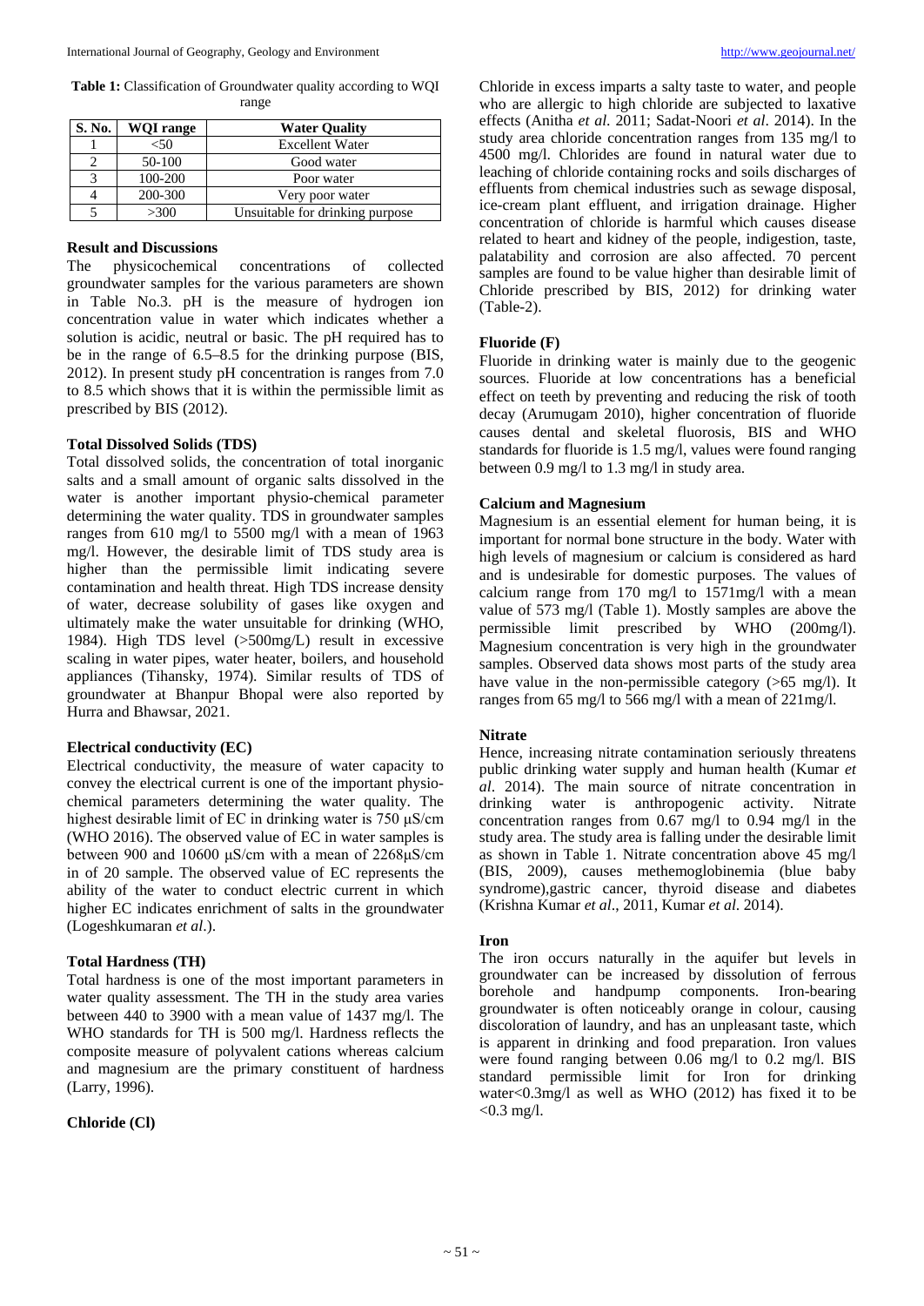**Table 1:** Classification of Groundwater quality according to WQI range

| S. No. | WQI range | Water Quality |
|---|---|---|
| 1 | <50 | Excellent Water |
| 2 | 50-100 | Good water |
| 3 | 100-200 | Poor water |
| 4 | 200-300 | Very poor water |
| 5 | >300 | Unsuitable for drinking purpose |

### Result and Discussions

The physicochemical concentrations of collected groundwater samples for the various parameters are shown in Table No.3. pH is the measure of hydrogen ion concentration value in water which indicates whether a solution is acidic, neutral or basic. The pH required has to be in the range of 6.5–8.5 for the drinking purpose (BIS, 2012). In present study pH concentration is ranges from 7.0 to 8.5 which shows that it is within the permissible limit as prescribed by BIS (2012).

### Total Dissolved Solids (TDS)

Total dissolved solids, the concentration of total inorganic salts and a small amount of organic salts dissolved in the water is another important physio-chemical parameter determining the water quality. TDS in groundwater samples ranges from 610 mg/l to 5500 mg/l with a mean of 1963 mg/l. However, the desirable limit of TDS study area is higher than the permissible limit indicating severe contamination and health threat. High TDS increase density of water, decrease solubility of gases like oxygen and ultimately make the water unsuitable for drinking (WHO, 1984). High TDS level (>500mg/L) result in excessive scaling in water pipes, water heater, boilers, and household appliances (Tihansky, 1974). Similar results of TDS of groundwater at Bhanpur Bhopal were also reported by Hurra and Bhawsar, 2021.

### Electrical conductivity (EC)

Electrical conductivity, the measure of water capacity to convey the electrical current is one of the important physio-chemical parameters determining the water quality. The highest desirable limit of EC in drinking water is 750 μS/cm (WHO 2016). The observed value of EC in water samples is between 900 and 10600 μS/cm with a mean of 2268μS/cm in of 20 sample. The observed value of EC represents the ability of the water to conduct electric current in which higher EC indicates enrichment of salts in the groundwater (Logeshkumaran *et al*.).

### Total Hardness (TH)

Total hardness is one of the most important parameters in water quality assessment. The TH in the study area varies between 440 to 3900 with a mean value of 1437 mg/l. The WHO standards for TH is 500 mg/l. Hardness reflects the composite measure of polyvalent cations whereas calcium and magnesium are the primary constituent of hardness (Larry, 1996).

### Chloride (Cl)

Chloride in excess imparts a salty taste to water, and people who are allergic to high chloride are subjected to laxative effects (Anitha *et al.* 2011; Sadat-Noori *et al*. 2014). In the study area chloride concentration ranges from 135 mg/l to 4500 mg/l. Chlorides are found in natural water due to leaching of chloride containing rocks and soils discharges of effluents from chemical industries such as sewage disposal, ice-cream plant effluent, and irrigation drainage. Higher concentration of chloride is harmful which causes disease related to heart and kidney of the people, indigestion, taste, palatability and corrosion are also affected. 70 percent samples are found to be value higher than desirable limit of Chloride prescribed by BIS, 2012) for drinking water (Table-2).

### Fluoride (F)

Fluoride in drinking water is mainly due to the geogenic sources. Fluoride at low concentrations has a beneficial effect on teeth by preventing and reducing the risk of tooth decay (Arumugam 2010), higher concentration of fluoride causes dental and skeletal fluorosis, BIS and WHO standards for fluoride is 1.5 mg/l, values were found ranging between 0.9 mg/l to 1.3 mg/l in study area.

### Calcium and Magnesium

Magnesium is an essential element for human being, it is important for normal bone structure in the body. Water with high levels of magnesium or calcium is considered as hard and is undesirable for domestic purposes. The values of calcium range from 170 mg/l to 1571mg/l with a mean value of 573 mg/l (Table 1). Mostly samples are above the permissible limit prescribed by WHO (200mg/l). Magnesium concentration is very high in the groundwater samples. Observed data shows most parts of the study area have value in the non-permissible category (>65 mg/l). It ranges from 65 mg/l to 566 mg/l with a mean of 221mg/l.

### Nitrate

Hence, increasing nitrate contamination seriously threatens public drinking water supply and human health (Kumar *et al*. 2014). The main source of nitrate concentration in drinking water is anthropogenic activity. Nitrate concentration ranges from 0.67 mg/l to 0.94 mg/l in the study area. The study area is falling under the desirable limit as shown in Table 1. Nitrate concentration above 45 mg/l (BIS, 2009), causes methemoglobinemia (blue baby syndrome),gastric cancer, thyroid disease and diabetes (Krishna Kumar *et al*., 2011, Kumar *et al.* 2014).

### Iron

The iron occurs naturally in the aquifer but levels in groundwater can be increased by dissolution of ferrous borehole and handpump components. Iron-bearing groundwater is often noticeably orange in colour, causing discoloration of laundry, and has an unpleasant taste, which is apparent in drinking and food preparation. Iron values were found ranging between 0.06 mg/l to 0.2 mg/l. BIS standard permissible limit for Iron for drinking water<0.3mg/l as well as WHO (2012) has fixed it to be <0.3 mg/l.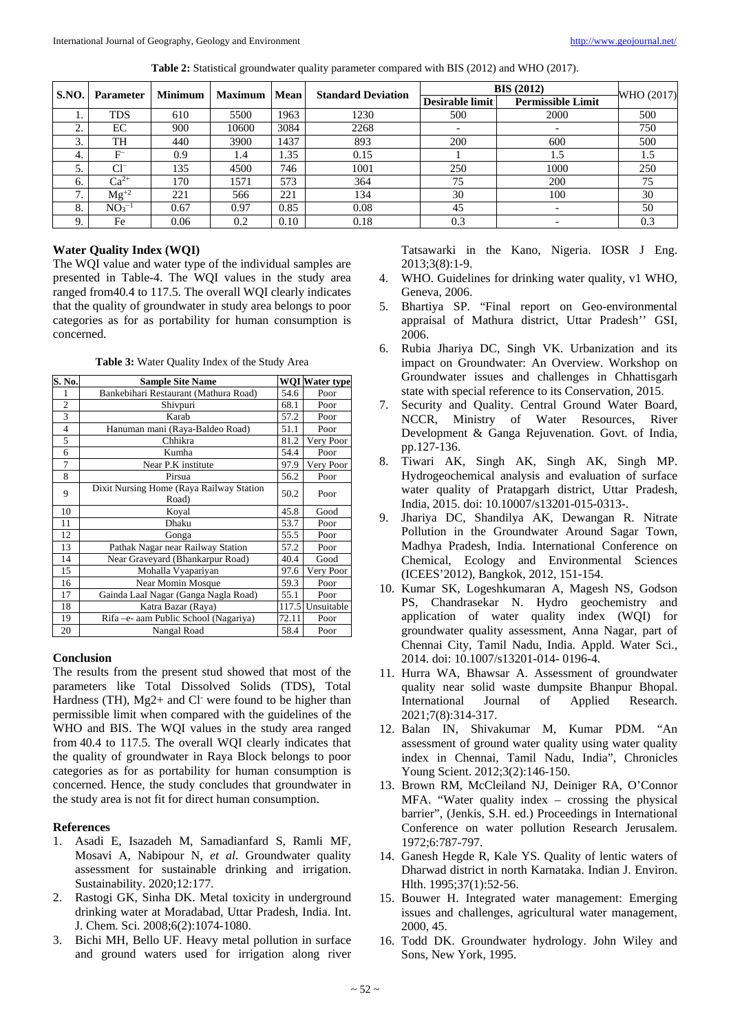**Table 2:** Statistical groundwater quality parameter compared with BIS (2012) and WHO (2017).

| S.NO. | Parameter | Minimum | Maximum | Mean | Standard Deviation | BIS (2012) | | WHO (2017) |
|---|---|---|---|---|---|---|---|---|
| | | | | | | Desirable limit | Permissible Limit | |
| 1. | TDS | 610 | 5500 | 1963 | 1230 | 500 | 2000 | 500 |
| 2. | EC | 900 | 10600 | 3084 | 2268 | - | - | 750 |
| 3. | TH | 440 | 3900 | 1437 | 893 | 200 | 600 | 500 |
| 4. | $F^{-}$ | 0.9 | 1.4 | 1.35 | 0.15 | 1 | 1.5 | 1.5 |
| 5. | $Cl^{-}$ | 135 | 4500 | 746 | 1001 | 250 | 1000 | 250 |
| 6. | $Ca^{2+}$ | 170 | 1571 | 573 | 364 | 75 | 200 | 75 |
| 7. | $Mg^{+2}$ | 221 | 566 | 221 | 134 | 30 | 100 | 30 |
| 8. | $NO_3^{-1}$ | 0.67 | 0.97 | 0.85 | 0.08 | 45 | - | 50 |
| 9. | Fe | 0.06 | 0.2 | 0.10 | 0.18 | 0.3 | - | 0.3 |

### Water Quality Index (WQI)

The WQI value and water type of the individual samples are presented in Table-4. The WQI values in the study area ranged from40.4 to 117.5. The overall WQI clearly indicates that the quality of groundwater in study area belongs to poor categories as for as portability for human consumption is concerned.

**Table 3:** Water Quality Index of the Study Area

| S. No. | Sample Site Name | WQI | Water type |
|---|---|---|---|
| 1 | Bankebihari Restaurant (Mathura Road) | 54.6 | Poor |
| 2 | Shivpuri | 68.1 | Poor |
| 3 | Karab | 57.2 | Poor |
| 4 | Hanuman mani (Raya-Baldeo Road) | 51.1 | Poor |
| 5 | Chhikra | 81.2 | Very Poor |
| 6 | Kumha | 54.4 | Poor |
| 7 | Near P.K institute | 97.9 | Very Poor |
| 8 | Pirsua | 56.2 | Poor |
| 9 | Dixit Nursing Home (Raya Railway Station Road) | 50.2 | Poor |
| 10 | Koyal | 45.8 | Good |
| 11 | Dhaku | 53.7 | Poor |
| 12 | Gonga | 55.5 | Poor |
| 13 | Pathak Nagar near Railway Station | 57.2 | Poor |
| 14 | Near Graveyard (Bhankarpur Road) | 40.4 | Good |
| 15 | Mohalla Vyapariyan | 97.6 | Very Poor |
| 16 | Near Momin Mosque | 59.3 | Poor |
| 17 | Gainda Laal Nagar (Ganga Nagla Road) | 55.1 | Poor |
| 18 | Katra Bazar (Raya) | 117.5 | Unsuitable |
| 19 | Rifa –e- aam Public School (Nagariya) | 72.11 | Poor |
| 20 | Nangal Road | 58.4 | Poor |

### Conclusion

The results from the present stud showed that most of the parameters like Total Dissolved Solids (TDS), Total Hardness (TH), Mg2+ and $Cl^{-}$ were found to be higher than permissible limit when compared with the guidelines of the WHO and BIS. The WQI values in the study area ranged from 40.4 to 117.5. The overall WQI clearly indicates that the quality of groundwater in Raya Block belongs to poor categories as for as portability for human consumption is concerned. Hence, the study concludes that groundwater in the study area is not fit for direct human consumption.

### References

1. Asadi E, Isazadeh M, Samadianfard S, Ramli MF, Mosavi A, Nabipour N, *et al*. Groundwater quality assessment for sustainable drinking and irrigation. Sustainability. 2020;12:177.
2. Rastogi GK, Sinha DK. Metal toxicity in underground drinking water at Moradabad, Uttar Pradesh, India. Int. J. Chem. Sci. 2008;6(2):1074-1080.
3. Bichi MH, Bello UF. Heavy metal pollution in surface and ground waters used for irrigation along river Tatsawarki in the Kano, Nigeria. IOSR J Eng. 2013;3(8):1-9.
4. WHO. Guidelines for drinking water quality, v1 WHO, Geneva, 2006.
5. Bhartiya SP. "Final report on Geo-environmental appraisal of Mathura district, Uttar Pradesh'' GSI, 2006.
6. Rubia Jhariya DC, Singh VK. Urbanization and its impact on Groundwater: An Overview. Workshop on Groundwater issues and challenges in Chhattisgarh state with special reference to its Conservation, 2015.
7. Security and Quality. Central Ground Water Board, NCCR, Ministry of Water Resources, River Development & Ganga Rejuvenation. Govt. of India, pp.127-136.
8. Tiwari AK, Singh AK, Singh AK, Singh MP. Hydrogeochemical analysis and evaluation of surface water quality of Pratapgarh district, Uttar Pradesh, India, 2015. doi: 10.10007/s13201-015-0313-.
9. Jhariya DC, Shandilya AK, Dewangan R. Nitrate Pollution in the Groundwater Around Sagar Town, Madhya Pradesh, India. International Conference on Chemical, Ecology and Environmental Sciences (ICEES'2012), Bangkok, 2012, 151-154.
10. Kumar SK, Logeshkumaran A, Magesh NS, Godson PS, Chandrasekar N. Hydro geochemistry and application of water quality index (WQI) for groundwater quality assessment, Anna Nagar, part of Chennai City, Tamil Nadu, India. Appld. Water Sci., 2014. doi: 10.1007/s13201-014- 0196-4.
11. Hurra WA, Bhawsar A. Assessment of groundwater quality near solid waste dumpsite Bhanpur Bhopal. International Journal of Applied Research. 2021;7(8):314-317.
12. Balan IN, Shivakumar M, Kumar PDM. "An assessment of ground water quality using water quality index in Chennai, Tamil Nadu, India", Chronicles Young Scient. 2012;3(2):146-150.
13. Brown RM, McClelland NJ, Deiniger RA, O'Connor MFA. "Water quality index – crossing the physical barrier", (Jenkis, S.H. ed.) Proceedings in International Conference on water pollution Research Jerusalem. 1972;6:787-797.
14. Ganesh Hegde R, Kale YS. Quality of lentic waters of Dharwad district in north Karnataka. Indian J. Environ. Hlth. 1995;37(1):52-56.
15. Bouwer H. Integrated water management: Emerging issues and challenges, agricultural water management, 2000, 45.
16. Todd DK. Groundwater hydrology. John Wiley and Sons, New York, 1995.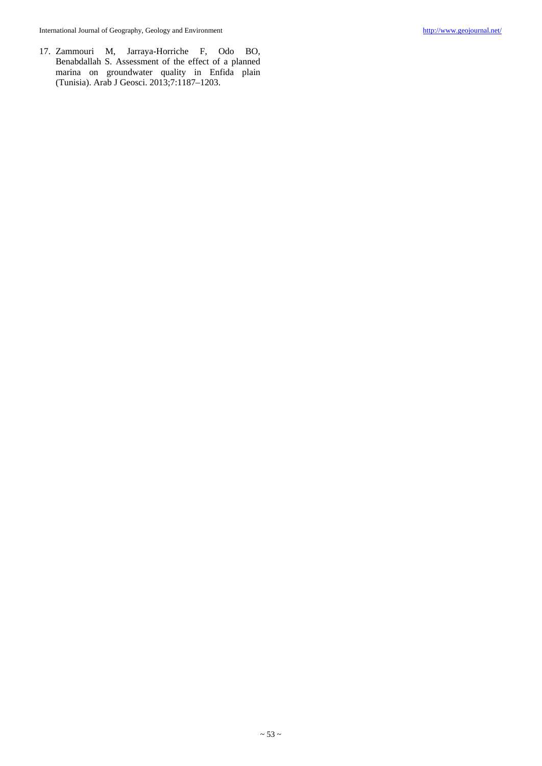17. Zammouri M, Jarraya-Horriche F, Odo BO, Benabdallah S. Assessment of the effect of a planned marina on groundwater quality in Enfida plain (Tunisia). Arab J Geosci. 2013;7:1187–1203.